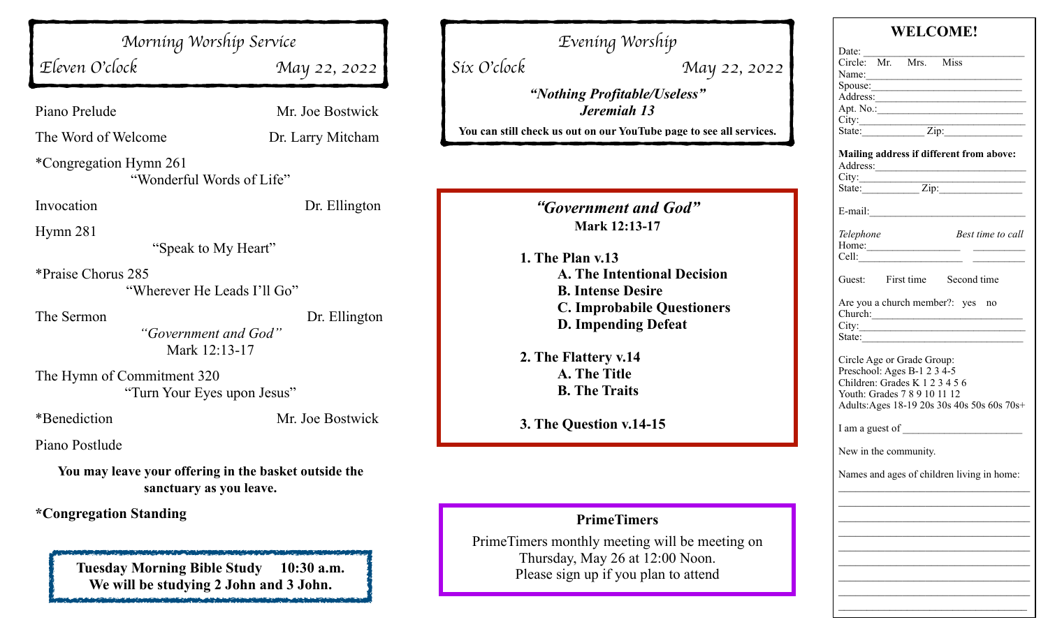## Morning Worship Service

Eleven O'clock — May 22, 2022

Piano Prelude — Mr. Joe Bostwick

The Word of Welcome — Dr. Larry Mitcham

*Congregation Hymn 261
"Wonderful Words of Life"

Invocation — Dr. Ellington

Hymn 281
"Speak to My Heart"

*Praise Chorus 285
"Wherever He Leads I'll Go"

The Sermon — Dr. Ellington
*"Government and God"*
Mark 12:13-17

The Hymn of Commitment 320
"Turn Your Eyes upon Jesus"

*Benediction — Mr. Joe Bostwick

Piano Postlude

**You may leave your offering in the basket outside the sanctuary as you leave.**

***Congregation Standing**

**Tuesday Morning Bible Study 10:30 a.m.**
**We will be studying 2 John and 3 John.**

## Evening Worship

Six O'clock — May 22, 2022

***"Nothing Profitable/Useless"***
***Jeremiah 13***

**You can still check us out on our YouTube page to see all services.**

### *"Government and God"*

**Mark 12:13-17**

**1. The Plan v.13**
- **A. The Intentional Decision**
- **B. Intense Desire**
- **C. Improbabile Questioners**
- **D. Impending Defeat**

**2. The Flattery v.14**
- **A. The Title**
- **B. The Traits**

**3. The Question v.14-15**

### PrimeTimers

PrimeTimers monthly meeting will be meeting on Thursday, May 26 at 12:00 Noon. Please sign up if you plan to attend

## WELCOME!

Date: ______________________________
Circle: Mr. Mrs. Miss
Name: ______________________________
Spouse: ______________________________
Address: ______________________________
Apt. No.: ______________________________
City: ______________________________
State: ____________ Zip: ______________

**Mailing address if different from above:**
Address: ______________________________
City: ______________________________
State: ____________ Zip: ______________

E-mail: ______________________________

*Telephone* — *Best time to call*
Home: __________________ __________
Cell: __________________ __________

Guest: First time Second time

Are you a church member?: yes no
Church: ______________________________
City: ______________________________
State: ______________________________

Circle Age or Grade Group:
Preschool: Ages B-1 2 3 4-5
Children: Grades K 1 2 3 4 5 6
Youth: Grades 7 8 9 10 11 12
Adults:Ages 18-19 20s 30s 40s 50s 60s 70s+

I am a guest of ______________________

New in the community.

Names and ages of children living in home:
______________________________
______________________________
______________________________
______________________________
______________________________
______________________________
______________________________
______________________________
______________________________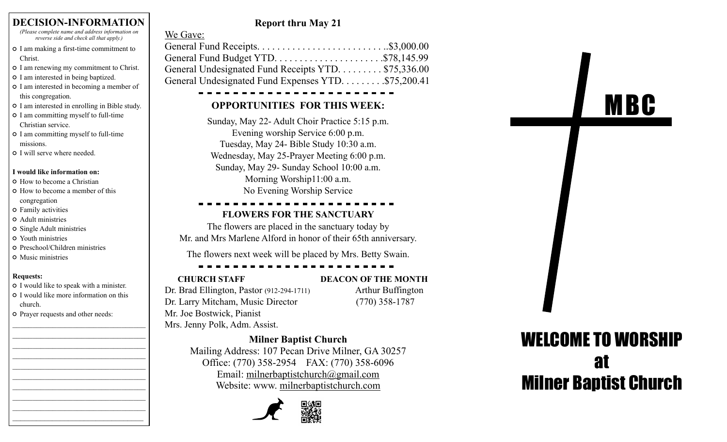## DECISION-INFORMATION

*(Please complete name and address information on reverse side and check all that apply.)*

- I am making a first-time commitment to Christ.
- I am renewing my commitment to Christ.
- I am interested in being baptized.
- I am interested in becoming a member of this congregation.
- I am interested in enrolling in Bible study.
- I am committing myself to full-time Christian service.
- I am committing myself to full-time missions.
- I will serve where needed.

**I would like information on:**

- How to become a Christian
- How to become a member of this congregation
- Family activities
- Adult ministries
- Single Adult ministries
- Youth ministries
- Preschool/Children ministries
- Music ministries

**Requests:**

- I would like to speak with a minister.
- I would like more information on this church.
- Prayer requests and other needs:

________________________________
________________________________
________________________________
________________________________
________________________________
________________________________
________________________________
________________________________
________________________________
________________________________

## Report thru May 21

We Gave:

General Fund Receipts. . . . . . . . . . . . . . . . . . . . . . . . . ..$3,000.00
General Fund Budget YTD. . . . . . . . . . . . . . . . . . . . . .$78,145.99
General Undesignated Fund Receipts YTD. . . . . . . . . $75,336.00
General Undesignated Fund Expenses YTD. . . . . . . . .$75,200.41

## OPPORTUNITIES FOR THIS WEEK:

Sunday, May 22- Adult Choir Practice 5:15 p.m.
Evening worship Service 6:00 p.m.
Tuesday, May 24- Bible Study 10:30 a.m.
Wednesday, May 25-Prayer Meeting 6:00 p.m.
Sunday, May 29- Sunday School 10:00 a.m.
Morning Worship11:00 a.m.
No Evening Worship Service

## FLOWERS FOR THE SANCTUARY

The flowers are placed in the sanctuary today by Mr. and Mrs Marlene Alford in honor of their 65th anniversary.

The flowers next week will be placed by Mrs. Betty Swain.

**CHURCH STAFF**

Dr. Brad Ellington, Pastor (912-294-1711)
Dr. Larry Mitcham, Music Director
Mr. Joe Bostwick, Pianist
Mrs. Jenny Polk, Adm. Assist.

**DEACON OF THE MONTH**

Arthur Buffington
(770) 358-1787

**Milner Baptist Church**

Mailing Address: 107 Pecan Drive Milner, GA 30257
Office: (770) 358-2954 FAX: (770) 358-6096
Email: milnerbaptistchurch@gmail.com
Website: www. milnerbaptistchurch.com

MBC

# WELCOME TO WORSHIP at Milner Baptist Church